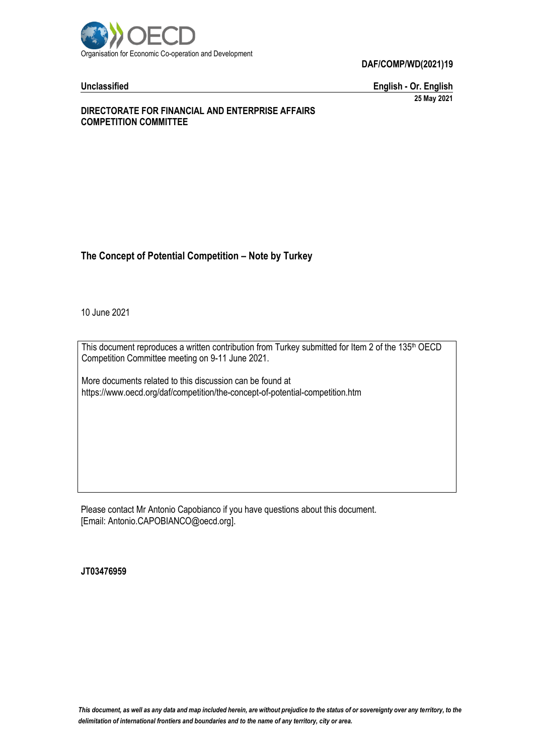Organisation for Economic Co-operation and Development

**DAF/COMP/WD(2021)19**

**Unclassified** **English - Or. English**

**25 May 2021**

**DIRECTORATE FOR FINANCIAL AND ENTERPRISE AFFAIRS**
**COMPETITION COMMITTEE**

# The Concept of Potential Competition – Note by Turkey

10 June 2021

This document reproduces a written contribution from Turkey submitted for Item 2 of the 135th OECD Competition Committee meeting on 9-11 June 2021.

More documents related to this discussion can be found at
https://www.oecd.org/daf/competition/the-concept-of-potential-competition.htm

Please contact Mr Antonio Capobianco if you have questions about this document.
[Email: Antonio.CAPOBIANCO@oecd.org].

**JT03476959**

*This document, as well as any data and map included herein, are without prejudice to the status of or sovereignty over any territory, to the delimitation of international frontiers and boundaries and to the name of any territory, city or area.*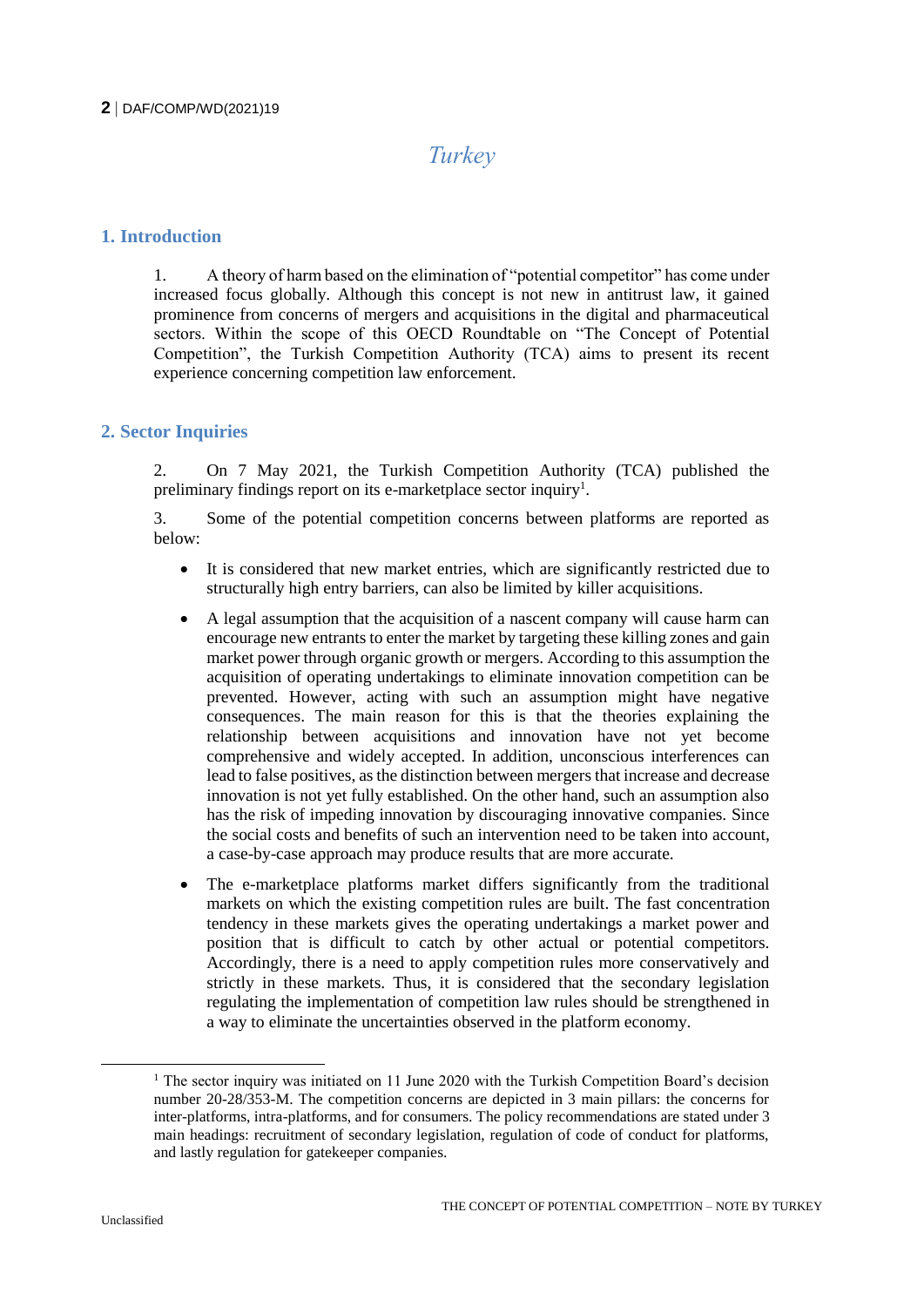# Turkey

## 1. Introduction

1. A theory of harm based on the elimination of "potential competitor" has come under increased focus globally. Although this concept is not new in antitrust law, it gained prominence from concerns of mergers and acquisitions in the digital and pharmaceutical sectors. Within the scope of this OECD Roundtable on "The Concept of Potential Competition", the Turkish Competition Authority (TCA) aims to present its recent experience concerning competition law enforcement.

## 2. Sector Inquiries

2. On 7 May 2021, the Turkish Competition Authority (TCA) published the preliminary findings report on its e-marketplace sector inquiry[1].

3. Some of the potential competition concerns between platforms are reported as below:

- It is considered that new market entries, which are significantly restricted due to structurally high entry barriers, can also be limited by killer acquisitions.
- A legal assumption that the acquisition of a nascent company will cause harm can encourage new entrants to enter the market by targeting these killing zones and gain market power through organic growth or mergers. According to this assumption the acquisition of operating undertakings to eliminate innovation competition can be prevented. However, acting with such an assumption might have negative consequences. The main reason for this is that the theories explaining the relationship between acquisitions and innovation have not yet become comprehensive and widely accepted. In addition, unconscious interferences can lead to false positives, as the distinction between mergers that increase and decrease innovation is not yet fully established. On the other hand, such an assumption also has the risk of impeding innovation by discouraging innovative companies. Since the social costs and benefits of such an intervention need to be taken into account, a case-by-case approach may produce results that are more accurate.
- The e-marketplace platforms market differs significantly from the traditional markets on which the existing competition rules are built. The fast concentration tendency in these markets gives the operating undertakings a market power and position that is difficult to catch by other actual or potential competitors. Accordingly, there is a need to apply competition rules more conservatively and strictly in these markets. Thus, it is considered that the secondary legislation regulating the implementation of competition law rules should be strengthened in a way to eliminate the uncertainties observed in the platform economy.

[1] The sector inquiry was initiated on 11 June 2020 with the Turkish Competition Board's decision number 20-28/353-M. The competition concerns are depicted in 3 main pillars: the concerns for inter-platforms, intra-platforms, and for consumers. The policy recommendations are stated under 3 main headings: recruitment of secondary legislation, regulation of code of conduct for platforms, and lastly regulation for gatekeeper companies.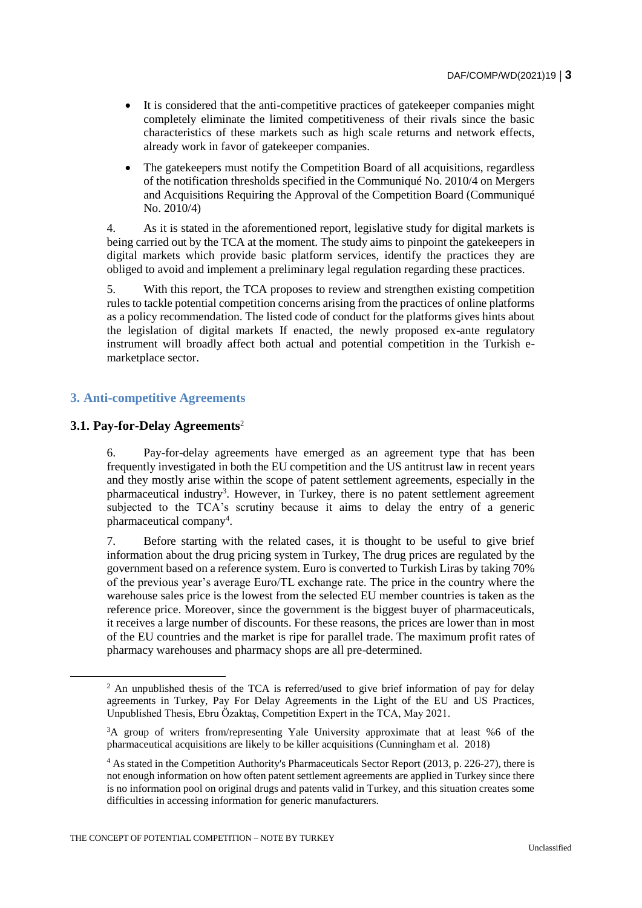- It is considered that the anti-competitive practices of gatekeeper companies might completely eliminate the limited competitiveness of their rivals since the basic characteristics of these markets such as high scale returns and network effects, already work in favor of gatekeeper companies.
- The gatekeepers must notify the Competition Board of all acquisitions, regardless of the notification thresholds specified in the Communiqué No. 2010/4 on Mergers and Acquisitions Requiring the Approval of the Competition Board (Communiqué No. 2010/4)

4. As it is stated in the aforementioned report, legislative study for digital markets is being carried out by the TCA at the moment. The study aims to pinpoint the gatekeepers in digital markets which provide basic platform services, identify the practices they are obliged to avoid and implement a preliminary legal regulation regarding these practices.

5. With this report, the TCA proposes to review and strengthen existing competition rules to tackle potential competition concerns arising from the practices of online platforms as a policy recommendation. The listed code of conduct for the platforms gives hints about the legislation of digital markets If enacted, the newly proposed ex-ante regulatory instrument will broadly affect both actual and potential competition in the Turkish e-marketplace sector.

## 3. Anti-competitive Agreements

### 3.1. Pay-for-Delay Agreements[2]

6. Pay-for-delay agreements have emerged as an agreement type that has been frequently investigated in both the EU competition and the US antitrust law in recent years and they mostly arise within the scope of patent settlement agreements, especially in the pharmaceutical industry[3]. However, in Turkey, there is no patent settlement agreement subjected to the TCA's scrutiny because it aims to delay the entry of a generic pharmaceutical company[4].

7. Before starting with the related cases, it is thought to be useful to give brief information about the drug pricing system in Turkey, The drug prices are regulated by the government based on a reference system. Euro is converted to Turkish Liras by taking 70% of the previous year's average Euro/TL exchange rate. The price in the country where the warehouse sales price is the lowest from the selected EU member countries is taken as the reference price. Moreover, since the government is the biggest buyer of pharmaceuticals, it receives a large number of discounts. For these reasons, the prices are lower than in most of the EU countries and the market is ripe for parallel trade. The maximum profit rates of pharmacy warehouses and pharmacy shops are all pre-determined.

---

[2] An unpublished thesis of the TCA is referred/used to give brief information of pay for delay agreements in Turkey, Pay For Delay Agreements in the Light of the EU and US Practices, Unpublished Thesis, Ebru Özaktaş, Competition Expert in the TCA, May 2021.

[3] A group of writers from/representing Yale University approximate that at least %6 of the pharmaceutical acquisitions are likely to be killer acquisitions (Cunningham et al. 2018)

[4] As stated in the Competition Authority's Pharmaceuticals Sector Report (2013, p. 226-27), there is not enough information on how often patent settlement agreements are applied in Turkey since there is no information pool on original drugs and patents valid in Turkey, and this situation creates some difficulties in accessing information for generic manufacturers.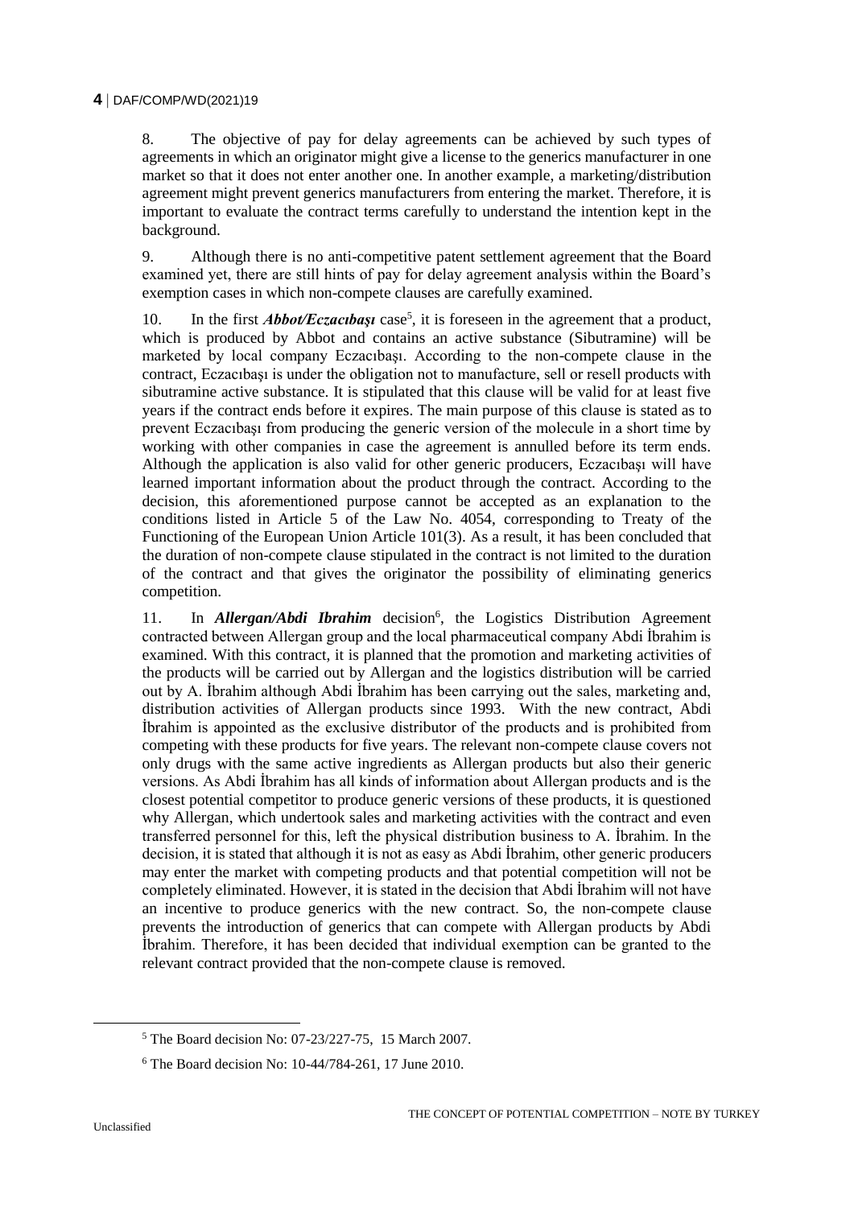8. The objective of pay for delay agreements can be achieved by such types of agreements in which an originator might give a license to the generics manufacturer in one market so that it does not enter another one. In another example, a marketing/distribution agreement might prevent generics manufacturers from entering the market. Therefore, it is important to evaluate the contract terms carefully to understand the intention kept in the background.

9. Although there is no anti-competitive patent settlement agreement that the Board examined yet, there are still hints of pay for delay agreement analysis within the Board's exemption cases in which non-compete clauses are carefully examined.

10. In the first ***Abbot/Eczacıbaşı*** case[5], it is foreseen in the agreement that a product, which is produced by Abbot and contains an active substance (Sibutramine) will be marketed by local company Eczacıbaşı. According to the non-compete clause in the contract, Eczacıbaşı is under the obligation not to manufacture, sell or resell products with sibutramine active substance. It is stipulated that this clause will be valid for at least five years if the contract ends before it expires. The main purpose of this clause is stated as to prevent Eczacıbaşı from producing the generic version of the molecule in a short time by working with other companies in case the agreement is annulled before its term ends. Although the application is also valid for other generic producers, Eczacıbaşı will have learned important information about the product through the contract. According to the decision, this aforementioned purpose cannot be accepted as an explanation to the conditions listed in Article 5 of the Law No. 4054, corresponding to Treaty of the Functioning of the European Union Article 101(3). As a result, it has been concluded that the duration of non-compete clause stipulated in the contract is not limited to the duration of the contract and that gives the originator the possibility of eliminating generics competition.

11. In ***Allergan/Abdi Ibrahim*** decision[6], the Logistics Distribution Agreement contracted between Allergan group and the local pharmaceutical company Abdi İbrahim is examined. With this contract, it is planned that the promotion and marketing activities of the products will be carried out by Allergan and the logistics distribution will be carried out by A. İbrahim although Abdi İbrahim has been carrying out the sales, marketing and, distribution activities of Allergan products since 1993. With the new contract, Abdi İbrahim is appointed as the exclusive distributor of the products and is prohibited from competing with these products for five years. The relevant non-compete clause covers not only drugs with the same active ingredients as Allergan products but also their generic versions. As Abdi İbrahim has all kinds of information about Allergan products and is the closest potential competitor to produce generic versions of these products, it is questioned why Allergan, which undertook sales and marketing activities with the contract and even transferred personnel for this, left the physical distribution business to A. İbrahim. In the decision, it is stated that although it is not as easy as Abdi İbrahim, other generic producers may enter the market with competing products and that potential competition will not be completely eliminated. However, it is stated in the decision that Abdi İbrahim will not have an incentive to produce generics with the new contract. So, the non-compete clause prevents the introduction of generics that can compete with Allergan products by Abdi İbrahim. Therefore, it has been decided that individual exemption can be granted to the relevant contract provided that the non-compete clause is removed.

[5] The Board decision No: 07-23/227-75, 15 March 2007.

[6] The Board decision No: 10-44/784-261, 17 June 2010.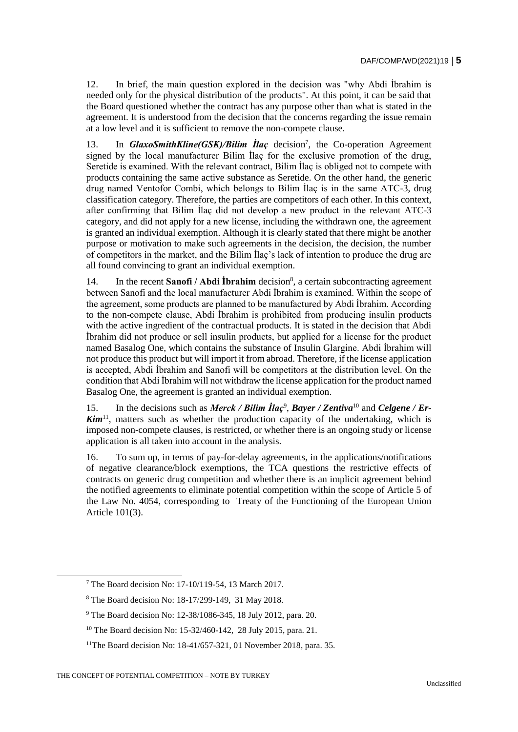12. In brief, the main question explored in the decision was "why Abdi İbrahim is needed only for the physical distribution of the products". At this point, it can be said that the Board questioned whether the contract has any purpose other than what is stated in the agreement. It is understood from the decision that the concerns regarding the issue remain at a low level and it is sufficient to remove the non-compete clause.

13. In ***GlaxoSmithKline(GSK)/Bilim İlaç*** decision[7], the Co-operation Agreement signed by the local manufacturer Bilim İlaç for the exclusive promotion of the drug, Seretide is examined. With the relevant contract, Bilim İlaç is obliged not to compete with products containing the same active substance as Seretide. On the other hand, the generic drug named Ventofor Combi, which belongs to Bilim İlaç is in the same ATC-3, drug classification category. Therefore, the parties are competitors of each other. In this context, after confirming that Bilim İlaç did not develop a new product in the relevant ATC-3 category, and did not apply for a new license, including the withdrawn one, the agreement is granted an individual exemption. Although it is clearly stated that there might be another purpose or motivation to make such agreements in the decision, the decision, the number of competitors in the market, and the Bilim İlaç's lack of intention to produce the drug are all found convincing to grant an individual exemption.

14. In the recent **Sanofi / Abdi İbrahim** decision[8], a certain subcontracting agreement between Sanofi and the local manufacturer Abdi İbrahim is examined. Within the scope of the agreement, some products are planned to be manufactured by Abdi İbrahim. According to the non-compete clause, Abdi İbrahim is prohibited from producing insulin products with the active ingredient of the contractual products. It is stated in the decision that Abdi İbrahim did not produce or sell insulin products, but applied for a license for the product named Basalog One, which contains the substance of Insulin Glargine. Abdi İbrahim will not produce this product but will import it from abroad. Therefore, if the license application is accepted, Abdi İbrahim and Sanofi will be competitors at the distribution level. On the condition that Abdi İbrahim will not withdraw the license application for the product named Basalog One, the agreement is granted an individual exemption.

15. In the decisions such as ***Merck / Bilim İlaç***[9], ***Bayer / Zentiva***[10] and ***Celgene / Er-Kim***[11], matters such as whether the production capacity of the undertaking, which is imposed non-compete clauses, is restricted, or whether there is an ongoing study or license application is all taken into account in the analysis.

16. To sum up, in terms of pay-for-delay agreements, in the applications/notifications of negative clearance/block exemptions, the TCA questions the restrictive effects of contracts on generic drug competition and whether there is an implicit agreement behind the notified agreements to eliminate potential competition within the scope of Article 5 of the Law No. 4054, corresponding to Treaty of the Functioning of the European Union Article 101(3).

[7] The Board decision No: 17-10/119-54, 13 March 2017.

[8] The Board decision No: 18-17/299-149, 31 May 2018.

[9] The Board decision No: 12-38/1086-345, 18 July 2012, para. 20.

[10] The Board decision No: 15-32/460-142, 28 July 2015, para. 21.

[11] The Board decision No: 18-41/657-321, 01 November 2018, para. 35.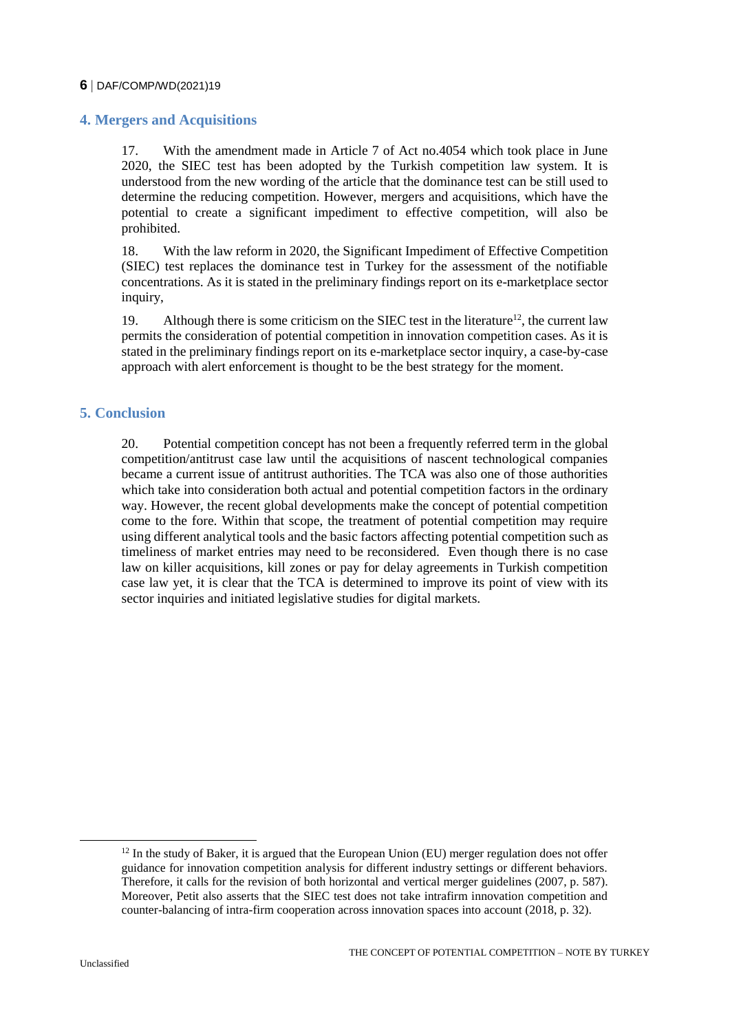## 4. Mergers and Acquisitions

17. With the amendment made in Article 7 of Act no.4054 which took place in June 2020, the SIEC test has been adopted by the Turkish competition law system. It is understood from the new wording of the article that the dominance test can be still used to determine the reducing competition. However, mergers and acquisitions, which have the potential to create a significant impediment to effective competition, will also be prohibited.

18. With the law reform in 2020, the Significant Impediment of Effective Competition (SIEC) test replaces the dominance test in Turkey for the assessment of the notifiable concentrations. As it is stated in the preliminary findings report on its e-marketplace sector inquiry,

19. Although there is some criticism on the SIEC test in the literature[12], the current law permits the consideration of potential competition in innovation competition cases. As it is stated in the preliminary findings report on its e-marketplace sector inquiry, a case-by-case approach with alert enforcement is thought to be the best strategy for the moment.

## 5. Conclusion

20. Potential competition concept has not been a frequently referred term in the global competition/antitrust case law until the acquisitions of nascent technological companies became a current issue of antitrust authorities. The TCA was also one of those authorities which take into consideration both actual and potential competition factors in the ordinary way. However, the recent global developments make the concept of potential competition come to the fore. Within that scope, the treatment of potential competition may require using different analytical tools and the basic factors affecting potential competition such as timeliness of market entries may need to be reconsidered. Even though there is no case law on killer acquisitions, kill zones or pay for delay agreements in Turkish competition case law yet, it is clear that the TCA is determined to improve its point of view with its sector inquiries and initiated legislative studies for digital markets.

[12] In the study of Baker, it is argued that the European Union (EU) merger regulation does not offer guidance for innovation competition analysis for different industry settings or different behaviors. Therefore, it calls for the revision of both horizontal and vertical merger guidelines (2007, p. 587). Moreover, Petit also asserts that the SIEC test does not take intrafirm innovation competition and counter-balancing of intra-firm cooperation across innovation spaces into account (2018, p. 32).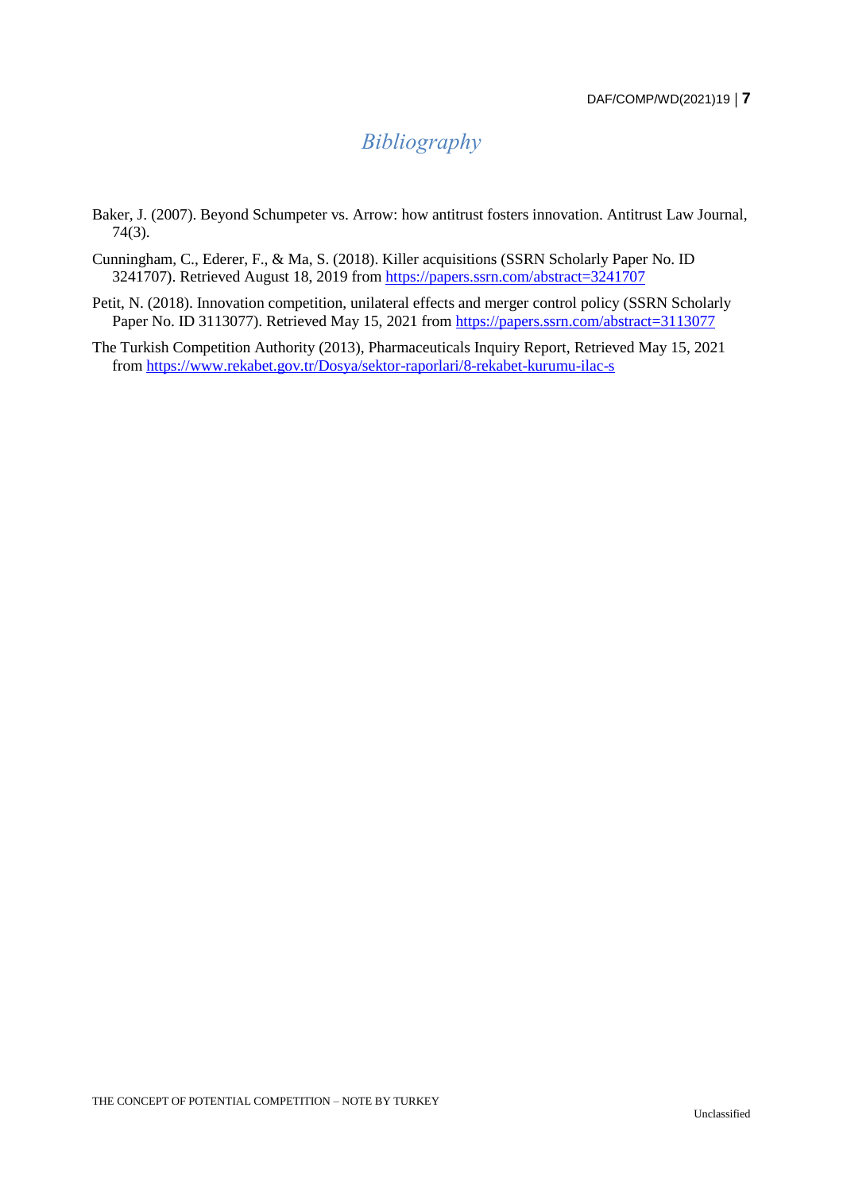# *Bibliography*

Baker, J. (2007). Beyond Schumpeter vs. Arrow: how antitrust fosters innovation. Antitrust Law Journal, 74(3).

Cunningham, C., Ederer, F., & Ma, S. (2018). Killer acquisitions (SSRN Scholarly Paper No. ID 3241707). Retrieved August 18, 2019 from https://papers.ssrn.com/abstract=3241707

Petit, N. (2018). Innovation competition, unilateral effects and merger control policy (SSRN Scholarly Paper No. ID 3113077). Retrieved May 15, 2021 from https://papers.ssrn.com/abstract=3113077

The Turkish Competition Authority (2013), Pharmaceuticals Inquiry Report, Retrieved May 15, 2021 from https://www.rekabet.gov.tr/Dosya/sektor-raporlari/8-rekabet-kurumu-ilac-s